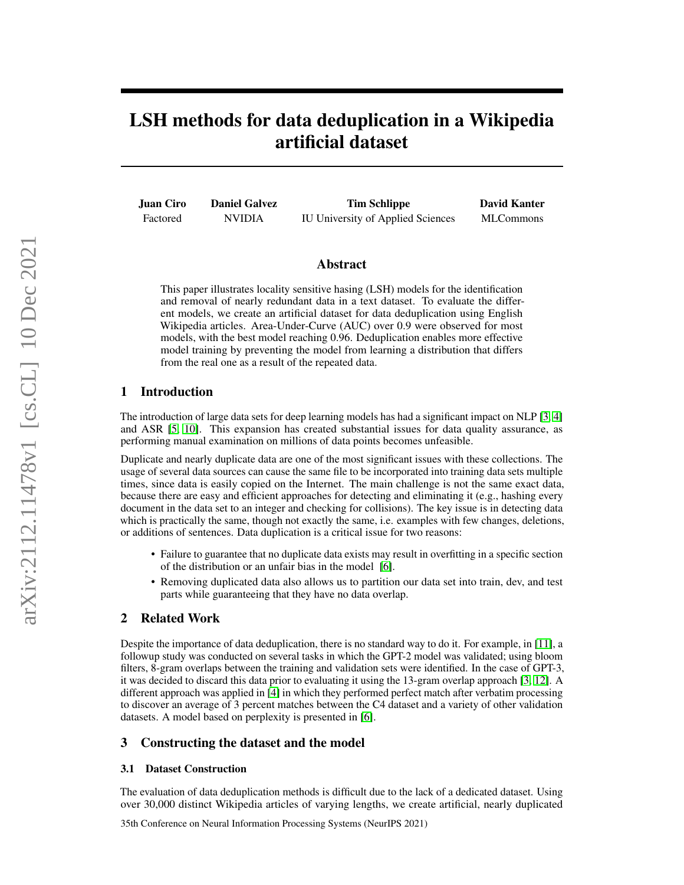# LSH methods for data deduplication in a Wikipedia artificial dataset

**Juan Ciro**
Factored

**Daniel Galvez**
NVIDIA

**Tim Schlippe**
IU University of Applied Sciences

**David Kanter**
MLCommons

## Abstract

This paper illustrates locality sensitive hasing (LSH) models for the identification and removal of nearly redundant data in a text dataset. To evaluate the different models, we create an artificial dataset for data deduplication using English Wikipedia articles. Area-Under-Curve (AUC) over 0.9 were observed for most models, with the best model reaching 0.96. Deduplication enables more effective model training by preventing the model from learning a distribution that differs from the real one as a result of the repeated data.

## 1 Introduction

The introduction of large data sets for deep learning models has had a significant impact on NLP [3, 4] and ASR [5, 10]. This expansion has created substantial issues for data quality assurance, as performing manual examination on millions of data points becomes unfeasible.

Duplicate and nearly duplicate data are one of the most significant issues with these collections. The usage of several data sources can cause the same file to be incorporated into training data sets multiple times, since data is easily copied on the Internet. The main challenge is not the same exact data, because there are easy and efficient approaches for detecting and eliminating it (e.g., hashing every document in the data set to an integer and checking for collisions). The key issue is in detecting data which is practically the same, though not exactly the same, i.e. examples with few changes, deletions, or additions of sentences. Data duplication is a critical issue for two reasons:

- Failure to guarantee that no duplicate data exists may result in overfitting in a specific section of the distribution or an unfair bias in the model [6].
- Removing duplicated data also allows us to partition our data set into train, dev, and test parts while guaranteeing that they have no data overlap.

## 2 Related Work

Despite the importance of data deduplication, there is no standard way to do it. For example, in [11], a followup study was conducted on several tasks in which the GPT-2 model was validated; using bloom filters, 8-gram overlaps between the training and validation sets were identified. In the case of GPT-3, it was decided to discard this data prior to evaluating it using the 13-gram overlap approach [3, 12]. A different approach was applied in [4] in which they performed perfect match after verbatim processing to discover an average of 3 percent matches between the C4 dataset and a variety of other validation datasets. A model based on perplexity is presented in [6].

## 3 Constructing the dataset and the model

### 3.1 Dataset Construction

The evaluation of data deduplication methods is difficult due to the lack of a dedicated dataset. Using over 30,000 distinct Wikipedia articles of varying lengths, we create artificial, nearly duplicated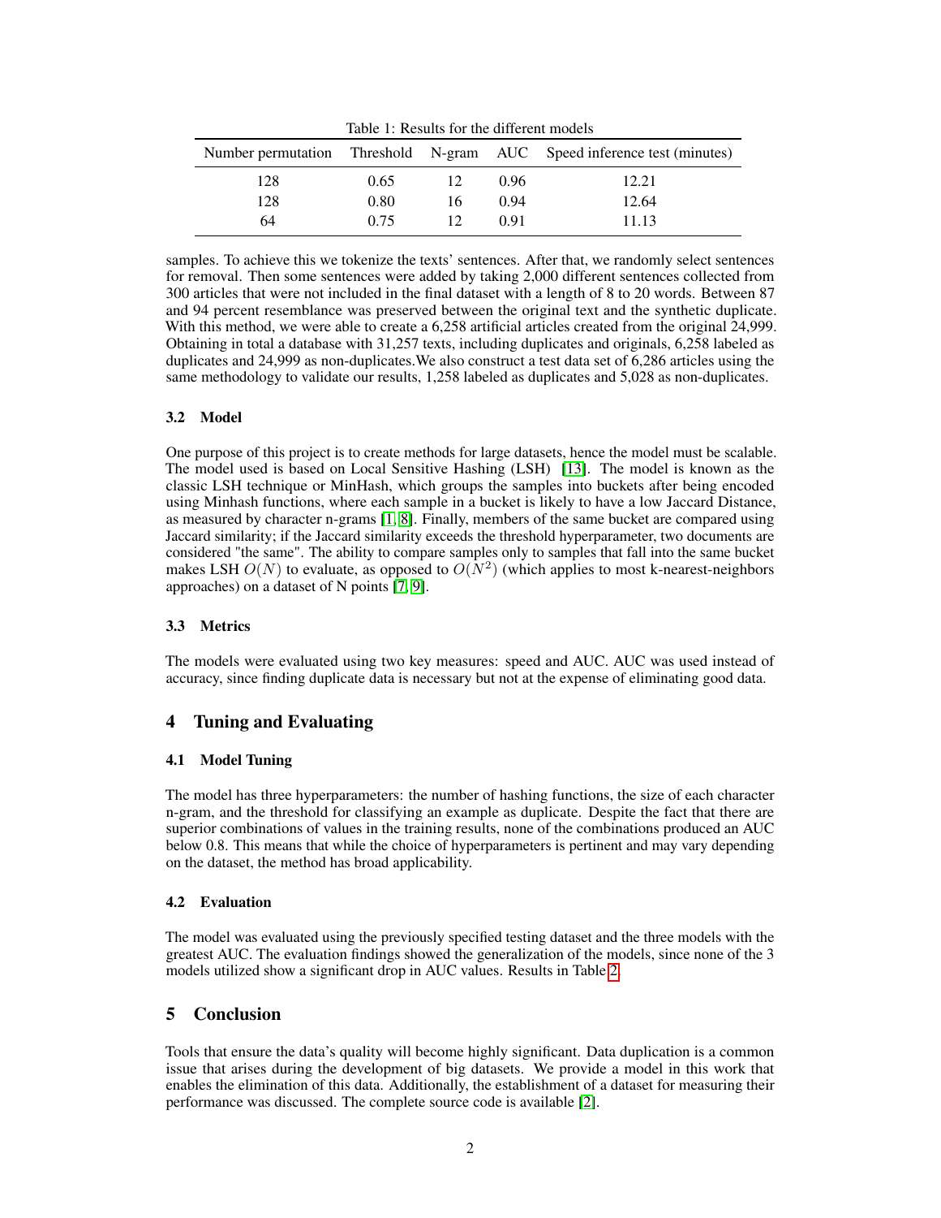Table 1: Results for the different models

| Number permutation | Threshold | N-gram | AUC | Speed inference test (minutes) |
|---|---|---|---|---|
| 128 | 0.65 | 12 | 0.96 | 12.21 |
| 128 | 0.80 | 16 | 0.94 | 12.64 |
| 64 | 0.75 | 12 | 0.91 | 11.13 |

samples. To achieve this we tokenize the texts' sentences. After that, we randomly select sentences for removal. Then some sentences were added by taking 2,000 different sentences collected from 300 articles that were not included in the final dataset with a length of 8 to 20 words. Between 87 and 94 percent resemblance was preserved between the original text and the synthetic duplicate. With this method, we were able to create a 6,258 artificial articles created from the original 24,999. Obtaining in total a database with 31,257 texts, including duplicates and originals, 6,258 labeled as duplicates and 24,999 as non-duplicates.We also construct a test data set of 6,286 articles using the same methodology to validate our results, 1,258 labeled as duplicates and 5,028 as non-duplicates.

### 3.2 Model

One purpose of this project is to create methods for large datasets, hence the model must be scalable. The model used is based on Local Sensitive Hashing (LSH) [13]. The model is known as the classic LSH technique or MinHash, which groups the samples into buckets after being encoded using Minhash functions, where each sample in a bucket is likely to have a low Jaccard Distance, as measured by character n-grams [1, 8]. Finally, members of the same bucket are compared using Jaccard similarity; if the Jaccard similarity exceeds the threshold hyperparameter, two documents are considered "the same". The ability to compare samples only to samples that fall into the same bucket makes LSH $O(N)$ to evaluate, as opposed to $O(N^2)$ (which applies to most k-nearest-neighbors approaches) on a dataset of N points [7, 9].

### 3.3 Metrics

The models were evaluated using two key measures: speed and AUC. AUC was used instead of accuracy, since finding duplicate data is necessary but not at the expense of eliminating good data.

## 4 Tuning and Evaluating

### 4.1 Model Tuning

The model has three hyperparameters: the number of hashing functions, the size of each character n-gram, and the threshold for classifying an example as duplicate. Despite the fact that there are superior combinations of values in the training results, none of the combinations produced an AUC below 0.8. This means that while the choice of hyperparameters is pertinent and may vary depending on the dataset, the method has broad applicability.

### 4.2 Evaluation

The model was evaluated using the previously specified testing dataset and the three models with the greatest AUC. The evaluation findings showed the generalization of the models, since none of the 3 models utilized show a significant drop in AUC values. Results in Table 2.

## 5 Conclusion

Tools that ensure the data's quality will become highly significant. Data duplication is a common issue that arises during the development of big datasets. We provide a model in this work that enables the elimination of this data. Additionally, the establishment of a dataset for measuring their performance was discussed. The complete source code is available [2].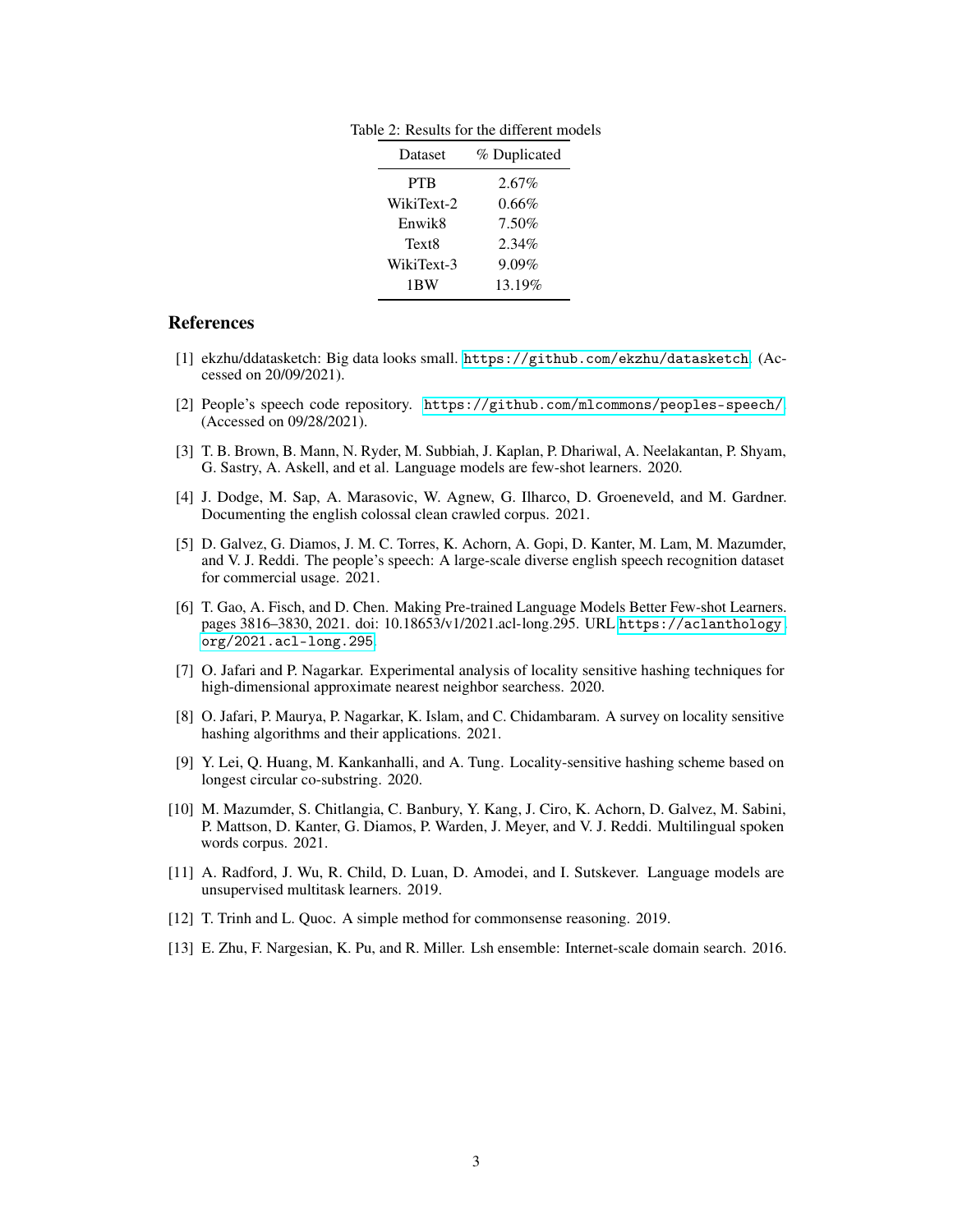Table 2: Results for the different models

| Dataset | % Duplicated |
|---|---|
| PTB | 2.67% |
| WikiText-2 | 0.66% |
| Enwik8 | 7.50% |
| Text8 | 2.34% |
| WikiText-3 | 9.09% |
| 1BW | 13.19% |

## References

[1] ekzhu/ddatasketch: Big data looks small. https://github.com/ekzhu/datasketch. (Accessed on 20/09/2021).

[2] People's speech code repository. https://github.com/mlcommons/peoples-speech/. (Accessed on 09/28/2021).

[3] T. B. Brown, B. Mann, N. Ryder, M. Subbiah, J. Kaplan, P. Dhariwal, A. Neelakantan, P. Shyam, G. Sastry, A. Askell, and et al. Language models are few-shot learners. 2020.

[4] J. Dodge, M. Sap, A. Marasovic, W. Agnew, G. Ilharco, D. Groeneveld, and M. Gardner. Documenting the english colossal clean crawled corpus. 2021.

[5] D. Galvez, G. Diamos, J. M. C. Torres, K. Achorn, A. Gopi, D. Kanter, M. Lam, M. Mazumder, and V. J. Reddi. The people's speech: A large-scale diverse english speech recognition dataset for commercial usage. 2021.

[6] T. Gao, A. Fisch, and D. Chen. Making Pre-trained Language Models Better Few-shot Learners. pages 3816–3830, 2021. doi: 10.18653/v1/2021.acl-long.295. URL https://aclanthology.org/2021.acl-long.295.

[7] O. Jafari and P. Nagarkar. Experimental analysis of locality sensitive hashing techniques for high-dimensional approximate nearest neighbor searchess. 2020.

[8] O. Jafari, P. Maurya, P. Nagarkar, K. Islam, and C. Chidambaram. A survey on locality sensitive hashing algorithms and their applications. 2021.

[9] Y. Lei, Q. Huang, M. Kankanhalli, and A. Tung. Locality-sensitive hashing scheme based on longest circular co-substring. 2020.

[10] M. Mazumder, S. Chitlangia, C. Banbury, Y. Kang, J. Ciro, K. Achorn, D. Galvez, M. Sabini, P. Mattson, D. Kanter, G. Diamos, P. Warden, J. Meyer, and V. J. Reddi. Multilingual spoken words corpus. 2021.

[11] A. Radford, J. Wu, R. Child, D. Luan, D. Amodei, and I. Sutskever. Language models are unsupervised multitask learners. 2019.

[12] T. Trinh and L. Quoc. A simple method for commonsense reasoning. 2019.

[13] E. Zhu, F. Nargesian, K. Pu, and R. Miller. Lsh ensemble: Internet-scale domain search. 2016.